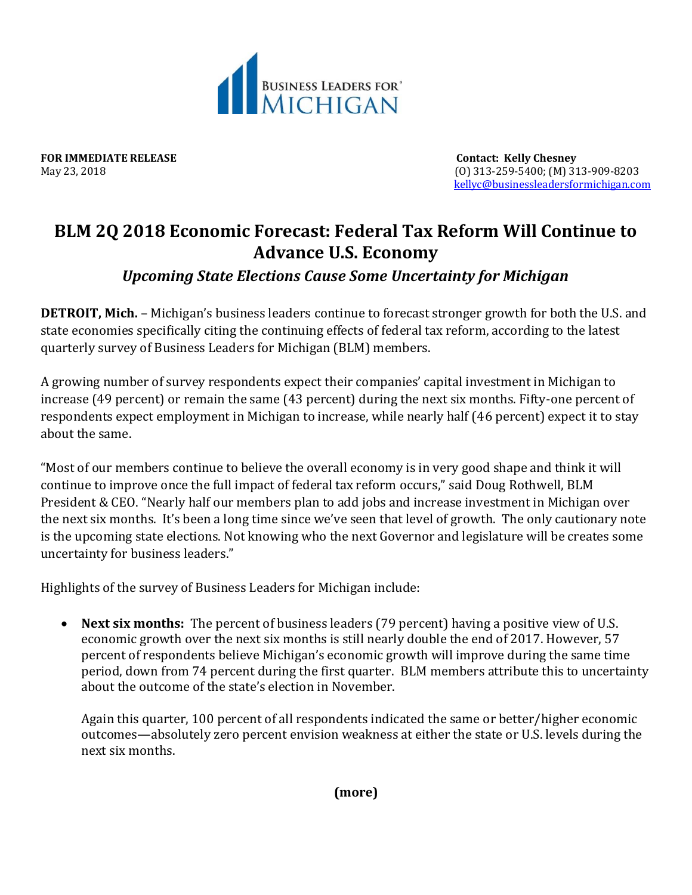BUSINESS LEADERS FOR® MICHIGAN

**FOR IMMEDIATE RELEASE**
May 23, 2018

**Contact: Kelly Chesney**
(O) 313-259-5400; (M) 313-909-8203
kellyc@businessleadersformichigan.com

# BLM 2Q 2018 Economic Forecast: Federal Tax Reform Will Continue to Advance U.S. Economy

### *Upcoming State Elections Cause Some Uncertainty for Michigan*

**DETROIT, Mich.** – Michigan's business leaders continue to forecast stronger growth for both the U.S. and state economies specifically citing the continuing effects of federal tax reform, according to the latest quarterly survey of Business Leaders for Michigan (BLM) members.

A growing number of survey respondents expect their companies' capital investment in Michigan to increase (49 percent) or remain the same (43 percent) during the next six months. Fifty-one percent of respondents expect employment in Michigan to increase, while nearly half (46 percent) expect it to stay about the same.

"Most of our members continue to believe the overall economy is in very good shape and think it will continue to improve once the full impact of federal tax reform occurs," said Doug Rothwell, BLM President & CEO. "Nearly half our members plan to add jobs and increase investment in Michigan over the next six months. It's been a long time since we've seen that level of growth. The only cautionary note is the upcoming state elections. Not knowing who the next Governor and legislature will be creates some uncertainty for business leaders."

Highlights of the survey of Business Leaders for Michigan include:

- **Next six months:** The percent of business leaders (79 percent) having a positive view of U.S. economic growth over the next six months is still nearly double the end of 2017. However, 57 percent of respondents believe Michigan's economic growth will improve during the same time period, down from 74 percent during the first quarter. BLM members attribute this to uncertainty about the outcome of the state's election in November.

  Again this quarter, 100 percent of all respondents indicated the same or better/higher economic outcomes—absolutely zero percent envision weakness at either the state or U.S. levels during the next six months.

**(more)**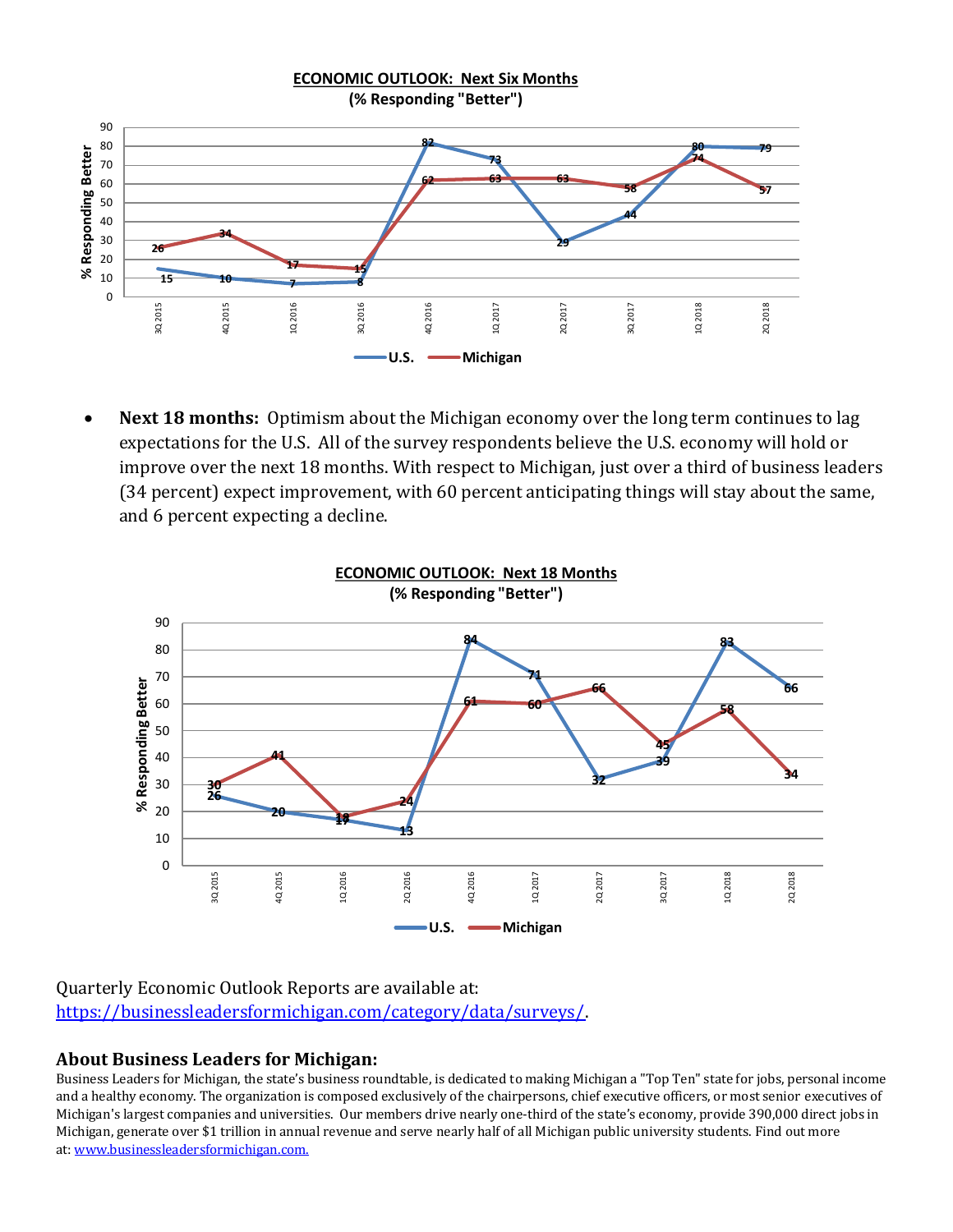**ECONOMIC OUTLOOK: Next Six Months**
**(% Responding "Better")**

% Responding Better

90
80
70
60
50
40
30
20
10
0

3Q 2015 4Q 2015 1Q 2016 3Q 2016 4Q 2016 1Q 2017 2Q 2017 3Q 2017 1Q 2018 2Q 2018

U.S.: 15 10 7 8 82 73 29 44 80 79

Michigan: 26 34 17 15 62 63 63 58 74 57

U.S. Michigan

- **Next 18 months:** Optimism about the Michigan economy over the long term continues to lag expectations for the U.S. All of the survey respondents believe the U.S. economy will hold or improve over the next 18 months. With respect to Michigan, just over a third of business leaders (34 percent) expect improvement, with 60 percent anticipating things will stay about the same, and 6 percent expecting a decline.

**ECONOMIC OUTLOOK: Next 18 Months**
**(% Responding "Better")**

% Responding Better

90
80
70
60
50
40
30
20
10
0

3Q 2015 4Q 2015 1Q 2016 2Q 2016 4Q 2016 1Q 2017 2Q 2017 3Q 2017 1Q 2018 2Q 2018

U.S.: 26 20 17 13 84 71 32 39 83 66

Michigan: 30 41 18 24 61 60 66 45 58 34

U.S. Michigan

Quarterly Economic Outlook Reports are available at:
https://businessleadersformichigan.com/category/data/surveys/.

## About Business Leaders for Michigan:

Business Leaders for Michigan, the state's business roundtable, is dedicated to making Michigan a "Top Ten" state for jobs, personal income and a healthy economy. The organization is composed exclusively of the chairpersons, chief executive officers, or most senior executives of Michigan's largest companies and universities. Our members drive nearly one-third of the state's economy, provide 390,000 direct jobs in Michigan, generate over $1 trillion in annual revenue and serve nearly half of all Michigan public university students. Find out more at: www.businessleadersformichigan.com.